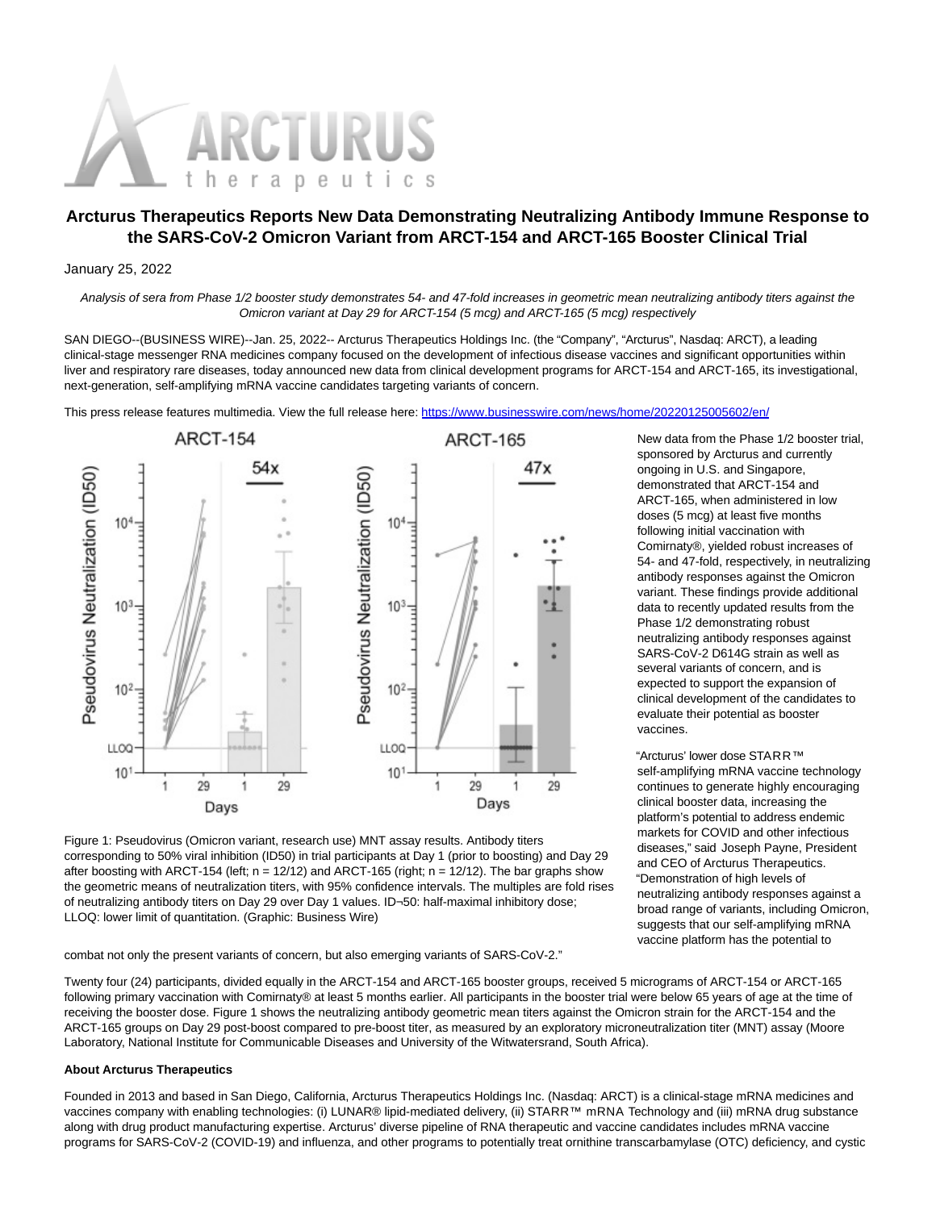# Arcturus Therapeutics Reports New Data Demonstrating Neutralizing Antibody Immune Response to the SARS-CoV-2 Omicron Variant from ARCT-154 and ARCT-165 Booster Clinical Trial

January 25, 2022

*Analysis of sera from Phase 1/2 booster study demonstrates 54- and 47-fold increases in geometric mean neutralizing antibody titers against the Omicron variant at Day 29 for ARCT-154 (5 mcg) and ARCT-165 (5 mcg) respectively*

SAN DIEGO--(BUSINESS WIRE)--Jan. 25, 2022-- Arcturus Therapeutics Holdings Inc. (the "Company", "Arcturus", Nasdaq: ARCT), a leading clinical-stage messenger RNA medicines company focused on the development of infectious disease vaccines and significant opportunities within liver and respiratory rare diseases, today announced new data from clinical development programs for ARCT-154 and ARCT-165, its investigational, next-generation, self-amplifying mRNA vaccine candidates targeting variants of concern.

This press release features multimedia. View the full release here: https://www.businesswire.com/news/home/20220125005602/en/

Figure 1: Pseudovirus (Omicron variant, research use) MNT assay results. Antibody titers corresponding to 50% viral inhibition (ID50) in trial participants at Day 1 (prior to boosting) and Day 29 after boosting with ARCT-154 (left; n = 12/12) and ARCT-165 (right; n = 12/12). The bar graphs show the geometric means of neutralization titers, with 95% confidence intervals. The multiples are fold rises of neutralizing antibody titers on Day 29 over Day 1 values. ID¬50: half-maximal inhibitory dose; LLOQ: lower limit of quantitation. (Graphic: Business Wire)

New data from the Phase 1/2 booster trial, sponsored by Arcturus and currently ongoing in U.S. and Singapore, demonstrated that ARCT-154 and ARCT-165, when administered in low doses (5 mcg) at least five months following initial vaccination with Comirnaty®, yielded robust increases of 54- and 47-fold, respectively, in neutralizing antibody responses against the Omicron variant. These findings provide additional data to recently updated results from the Phase 1/2 demonstrating robust neutralizing antibody responses against SARS-CoV-2 D614G strain as well as several variants of concern, and is expected to support the expansion of clinical development of the candidates to evaluate their potential as booster vaccines.

"Arcturus' lower dose STARR™ self-amplifying mRNA vaccine technology continues to generate highly encouraging clinical booster data, increasing the platform's potential to address endemic markets for COVID and other infectious diseases," said Joseph Payne, President and CEO of Arcturus Therapeutics. "Demonstration of high levels of neutralizing antibody responses against a broad range of variants, including Omicron, suggests that our self-amplifying mRNA vaccine platform has the potential to combat not only the present variants of concern, but also emerging variants of SARS-CoV-2."

Twenty four (24) participants, divided equally in the ARCT-154 and ARCT-165 booster groups, received 5 micrograms of ARCT-154 or ARCT-165 following primary vaccination with Comirnaty® at least 5 months earlier. All participants in the booster trial were below 65 years of age at the time of receiving the booster dose. Figure 1 shows the neutralizing antibody geometric mean titers against the Omicron strain for the ARCT-154 and the ARCT-165 groups on Day 29 post-boost compared to pre-boost titer, as measured by an exploratory microneutralization titer (MNT) assay (Moore Laboratory, National Institute for Communicable Diseases and University of the Witwatersrand, South Africa).

**About Arcturus Therapeutics**

Founded in 2013 and based in San Diego, California, Arcturus Therapeutics Holdings Inc. (Nasdaq: ARCT) is a clinical-stage mRNA medicines and vaccines company with enabling technologies: (i) LUNAR® lipid-mediated delivery, (ii) STARR™ mRNA Technology and (iii) mRNA drug substance along with drug product manufacturing expertise. Arcturus' diverse pipeline of RNA therapeutic and vaccine candidates includes mRNA vaccine programs for SARS-CoV-2 (COVID-19) and influenza, and other programs to potentially treat ornithine transcarbamylase (OTC) deficiency, and cystic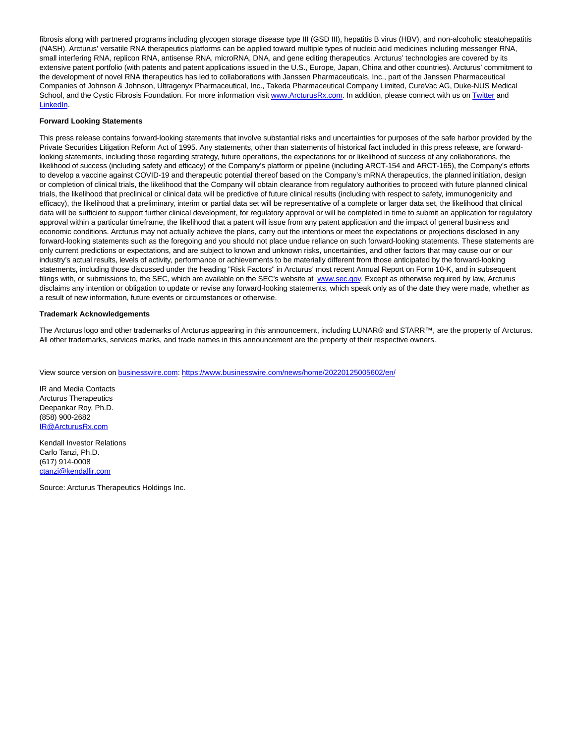fibrosis along with partnered programs including glycogen storage disease type III (GSD III), hepatitis B virus (HBV), and non-alcoholic steatohepatitis (NASH). Arcturus' versatile RNA therapeutics platforms can be applied toward multiple types of nucleic acid medicines including messenger RNA, small interfering RNA, replicon RNA, antisense RNA, microRNA, DNA, and gene editing therapeutics. Arcturus' technologies are covered by its extensive patent portfolio (with patents and patent applications issued in the U.S., Europe, Japan, China and other countries). Arcturus' commitment to the development of novel RNA therapeutics has led to collaborations with Janssen Pharmaceuticals, Inc., part of the Janssen Pharmaceutical Companies of Johnson & Johnson, Ultragenyx Pharmaceutical, Inc., Takeda Pharmaceutical Company Limited, CureVac AG, Duke-NUS Medical School, and the Cystic Fibrosis Foundation. For more information visit [www.ArcturusRx.com](http://www.ArcturusRx.com). In addition, please connect with us on [Twitter](#) and [LinkedIn](#).

**Forward Looking Statements**

This press release contains forward-looking statements that involve substantial risks and uncertainties for purposes of the safe harbor provided by the Private Securities Litigation Reform Act of 1995. Any statements, other than statements of historical fact included in this press release, are forward-looking statements, including those regarding strategy, future operations, the expectations for or likelihood of success of any collaborations, the likelihood of success (including safety and efficacy) of the Company's platform or pipeline (including ARCT-154 and ARCT-165), the Company's efforts to develop a vaccine against COVID-19 and therapeutic potential thereof based on the Company's mRNA therapeutics, the planned initiation, design or completion of clinical trials, the likelihood that the Company will obtain clearance from regulatory authorities to proceed with future planned clinical trials, the likelihood that preclinical or clinical data will be predictive of future clinical results (including with respect to safety, immunogenicity and efficacy), the likelihood that a preliminary, interim or partial data set will be representative of a complete or larger data set, the likelihood that clinical data will be sufficient to support further clinical development, for regulatory approval or will be completed in time to submit an application for regulatory approval within a particular timeframe, the likelihood that a patent will issue from any patent application and the impact of general business and economic conditions. Arcturus may not actually achieve the plans, carry out the intentions or meet the expectations or projections disclosed in any forward-looking statements such as the foregoing and you should not place undue reliance on such forward-looking statements. These statements are only current predictions or expectations, and are subject to known and unknown risks, uncertainties, and other factors that may cause our or our industry's actual results, levels of activity, performance or achievements to be materially different from those anticipated by the forward-looking statements, including those discussed under the heading "Risk Factors" in Arcturus' most recent Annual Report on Form 10-K, and in subsequent filings with, or submissions to, the SEC, which are available on the SEC's website at [www.sec.gov](http://www.sec.gov). Except as otherwise required by law, Arcturus disclaims any intention or obligation to update or revise any forward-looking statements, which speak only as of the date they were made, whether as a result of new information, future events or circumstances or otherwise.

**Trademark Acknowledgements**

The Arcturus logo and other trademarks of Arcturus appearing in this announcement, including LUNAR® and STARR™, are the property of Arcturus. All other trademarks, services marks, and trade names in this announcement are the property of their respective owners.

View source version on [businesswire.com](http://businesswire.com): [https://www.businesswire.com/news/home/20220125005602/en/](https://www.businesswire.com/news/home/20220125005602/en/)

IR and Media Contacts
Arcturus Therapeutics
Deepankar Roy, Ph.D.
(858) 900-2682
[IR@ArcturusRx.com](mailto:IR@ArcturusRx.com)

Kendall Investor Relations
Carlo Tanzi, Ph.D.
(617) 914-0008
[ctanzi@kendallir.com](mailto:ctanzi@kendallir.com)

Source: Arcturus Therapeutics Holdings Inc.